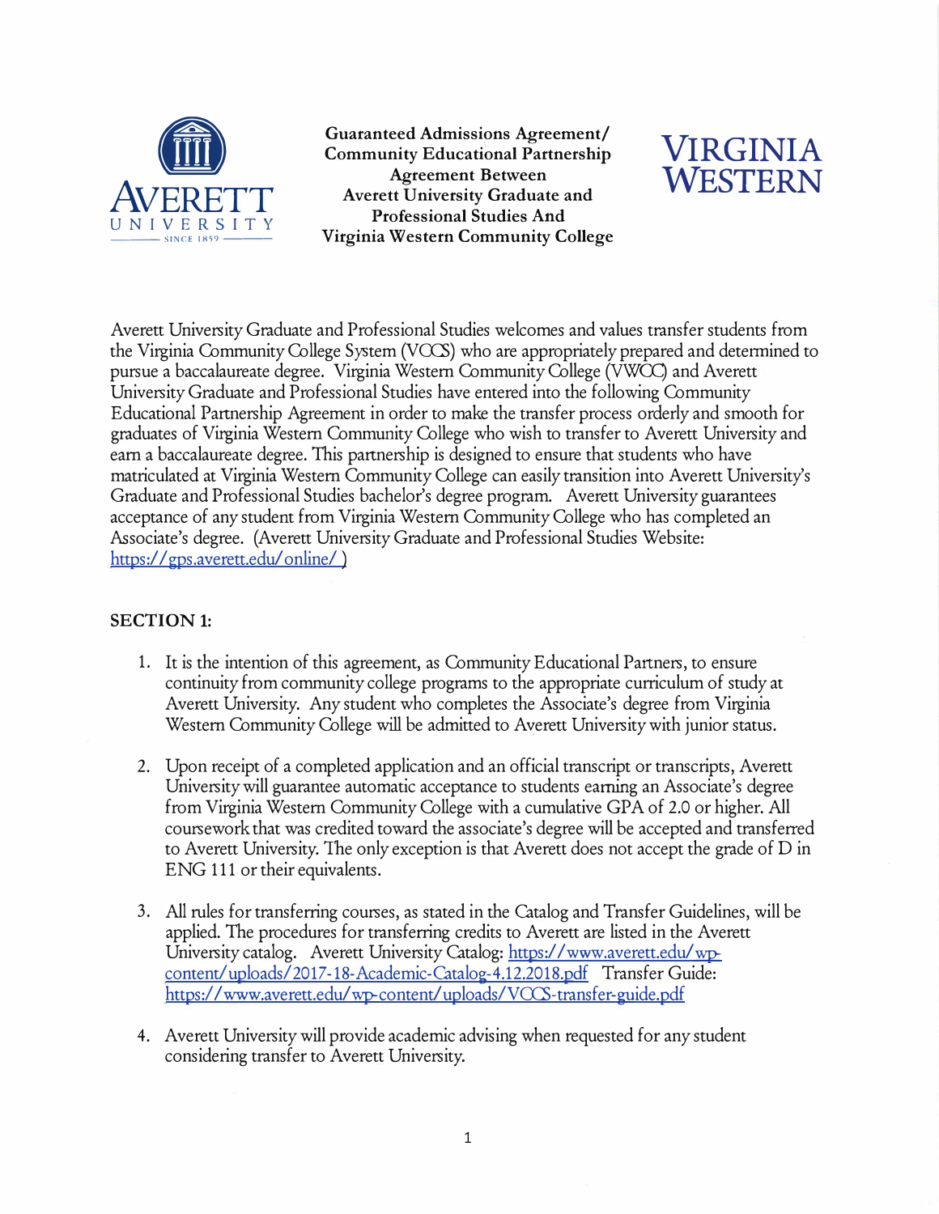**Guaranteed Admissions Agreement/ Community Educational Partnership Agreement Between Averett University Graduate and Professional Studies And Virginia Western Community College**

Averett University Graduate and Professional Studies welcomes and values transfer students from the Virginia Community College System (VCCS) who are appropriately prepared and determined to pursue a baccalaureate degree. Virginia Western Community College (VWCC) and Averett University Graduate and Professional Studies have entered into the following Community Educational Partnership Agreement in order to make the transfer process orderly and smooth for graduates of Virginia Western Community College who wish to transfer to Averett University and earn a baccalaureate degree. This partnership is designed to ensure that students who have matriculated at Virginia Western Community College can easily transition into Averett University's Graduate and Professional Studies bachelor's degree program. Averett University guarantees acceptance of any student from Virginia Western Community College who has completed an Associate's degree. (Averett University Graduate and Professional Studies Website: https://gps.averett.edu/online/ )

## SECTION 1:

1. It is the intention of this agreement, as Community Educational Partners, to ensure continuity from community college programs to the appropriate curriculum of study at Averett University. Any student who completes the Associate's degree from Virginia Western Community College will be admitted to Averett University with junior status.

2. Upon receipt of a completed application and an official transcript or transcripts, Averett University will guarantee automatic acceptance to students earning an Associate's degree from Virginia Western Community College with a cumulative GPA of 2.0 or higher. All coursework that was credited toward the associate's degree will be accepted and transferred to Averett University. The only exception is that Averett does not accept the grade of D in ENG 111 or their equivalents.

3. All rules for transferring courses, as stated in the Catalog and Transfer Guidelines, will be applied. The procedures for transferring credits to Averett are listed in the Averett University catalog. Averett University Catalog: https://www.averett.edu/wp-content/uploads/2017-18-Academic-Catalog-4.12.2018.pdf Transfer Guide: https://www.averett.edu/wp-content/uploads/VCCS-transfer-guide.pdf

4. Averett University will provide academic advising when requested for any student considering transfer to Averett University.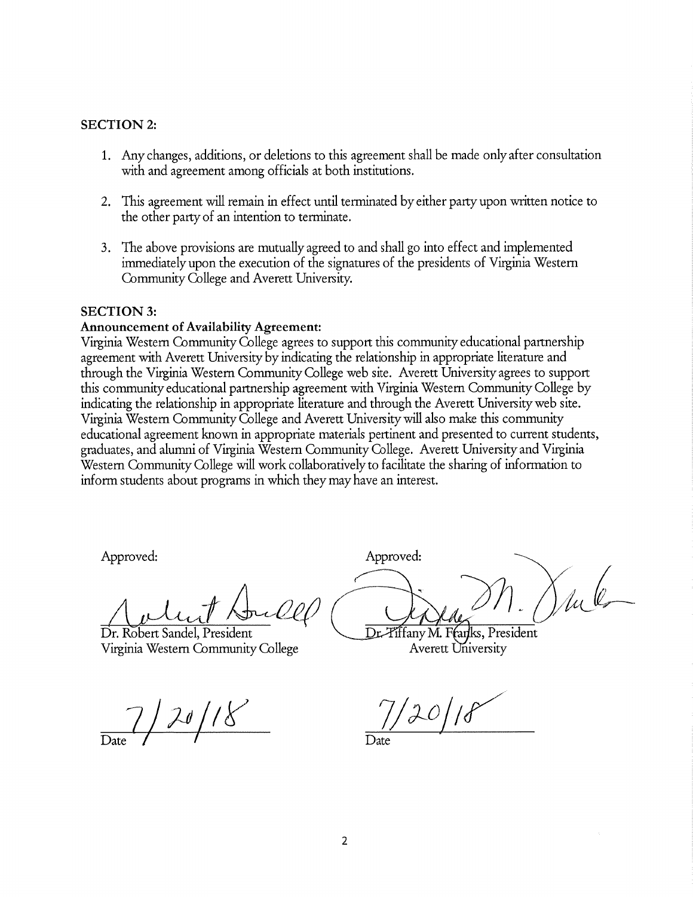## SECTION 2:

1. Any changes, additions, or deletions to this agreement shall be made only after consultation with and agreement among officials at both institutions.

2. This agreement will remain in effect until terminated by either party upon written notice to the other party of an intention to terminate.

3. The above provisions are mutually agreed to and shall go into effect and implemented immediately upon the execution of the signatures of the presidents of Virginia Western Community College and Averett University.

## SECTION 3:

**Announcement of Availability Agreement:**

Virginia Western Community College agrees to support this community educational partnership agreement with Averett University by indicating the relationship in appropriate literature and through the Virginia Western Community College web site. Averett University agrees to support this community educational partnership agreement with Virginia Western Community College by indicating the relationship in appropriate literature and through the Averett University web site. Virginia Western Community College and Averett University will also make this community educational agreement known in appropriate materials pertinent and presented to current students, graduates, and alumni of Virginia Western Community College. Averett University and Virginia Western Community College will work collaboratively to facilitate the sharing of information to inform students about programs in which they may have an interest.

Approved:

Dr. Robert Sandel, President
Virginia Western Community College

7/20/18
Date

Approved:

Dr. Tiffany M. Franks, President
Averett University

7/20/18
Date